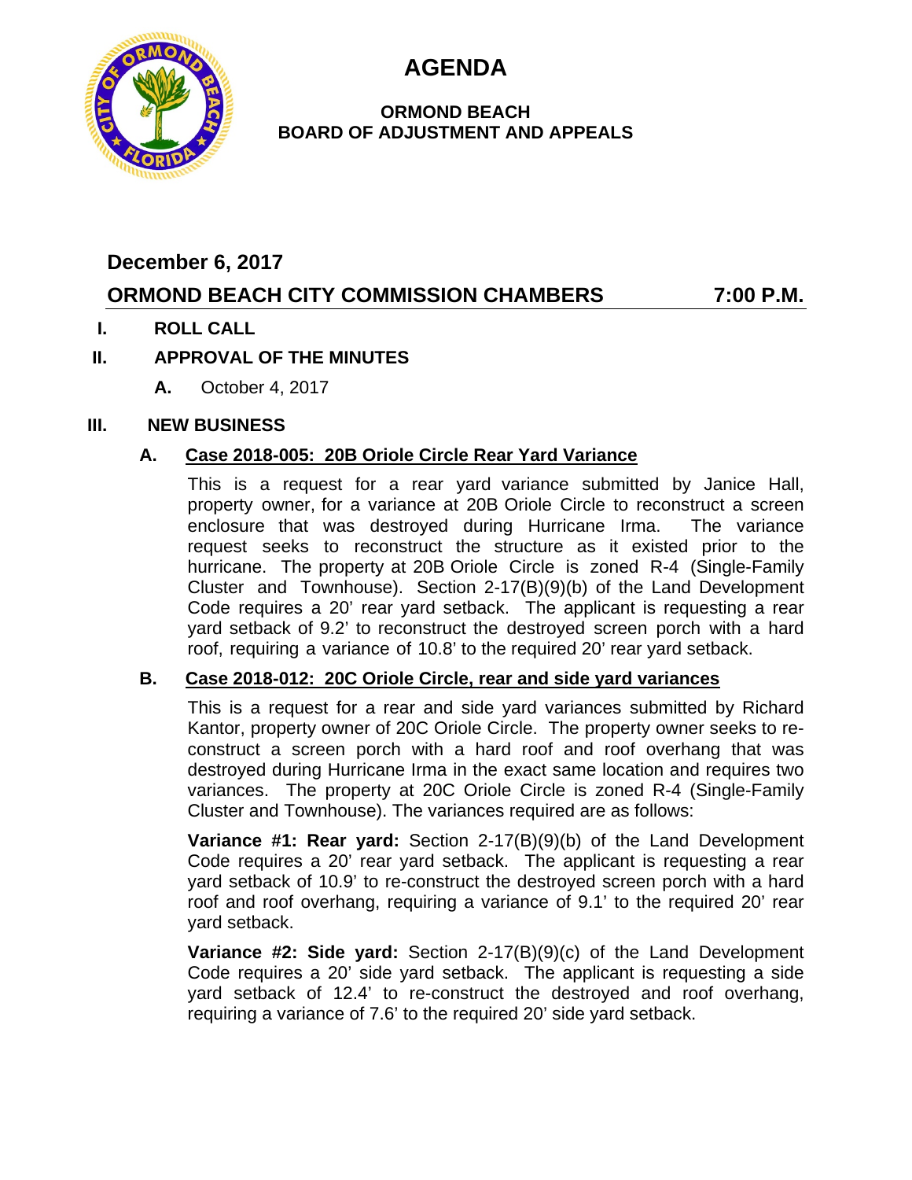# AGENDA

## ORMOND BEACH BOARD OF ADJUSTMENT AND APPEALS

**December 6, 2017**

**ORMOND BEACH CITY COMMISSION CHAMBERS 7:00 P.M.**

**I. ROLL CALL**

**II. APPROVAL OF THE MINUTES**

**A.** October 4, 2017

**III. NEW BUSINESS**

**A. <u>Case 2018-005: 20B Oriole Circle Rear Yard Variance</u>**

This is a request for a rear yard variance submitted by Janice Hall, property owner, for a variance at 20B Oriole Circle to reconstruct a screen enclosure that was destroyed during Hurricane Irma. The variance request seeks to reconstruct the structure as it existed prior to the hurricane. The property at 20B Oriole Circle is zoned R-4 (Single-Family Cluster and Townhouse). Section 2-17(B)(9)(b) of the Land Development Code requires a 20' rear yard setback. The applicant is requesting a rear yard setback of 9.2' to reconstruct the destroyed screen porch with a hard roof, requiring a variance of 10.8' to the required 20' rear yard setback.

**B. <u>Case 2018-012: 20C Oriole Circle, rear and side yard variances</u>**

This is a request for a rear and side yard variances submitted by Richard Kantor, property owner of 20C Oriole Circle. The property owner seeks to re-construct a screen porch with a hard roof and roof overhang that was destroyed during Hurricane Irma in the exact same location and requires two variances. The property at 20C Oriole Circle is zoned R-4 (Single-Family Cluster and Townhouse). The variances required are as follows:

**Variance #1: Rear yard:** Section 2-17(B)(9)(b) of the Land Development Code requires a 20' rear yard setback. The applicant is requesting a rear yard setback of 10.9' to re-construct the destroyed screen porch with a hard roof and roof overhang, requiring a variance of 9.1' to the required 20' rear yard setback.

**Variance #2: Side yard:** Section 2-17(B)(9)(c) of the Land Development Code requires a 20' side yard setback. The applicant is requesting a side yard setback of 12.4' to re-construct the destroyed and roof overhang, requiring a variance of 7.6' to the required 20' side yard setback.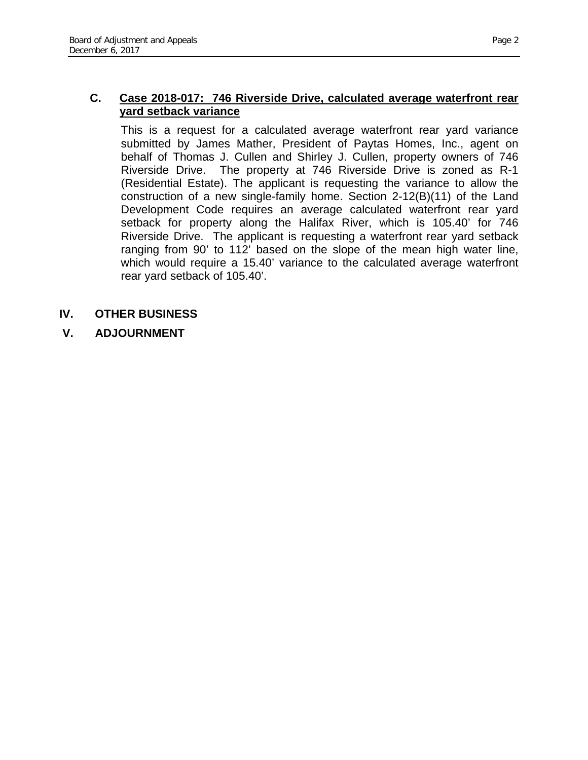**C. <u>Case 2018-017: 746 Riverside Drive, calculated average waterfront rear yard setback variance</u>**

This is a request for a calculated average waterfront rear yard variance submitted by James Mather, President of Paytas Homes, Inc., agent on behalf of Thomas J. Cullen and Shirley J. Cullen, property owners of 746 Riverside Drive. The property at 746 Riverside Drive is zoned as R-1 (Residential Estate). The applicant is requesting the variance to allow the construction of a new single-family home. Section 2-12(B)(11) of the Land Development Code requires an average calculated waterfront rear yard setback for property along the Halifax River, which is 105.40' for 746 Riverside Drive. The applicant is requesting a waterfront rear yard setback ranging from 90' to 112' based on the slope of the mean high water line, which would require a 15.40' variance to the calculated average waterfront rear yard setback of 105.40'.

## IV. OTHER BUSINESS

## V. ADJOURNMENT